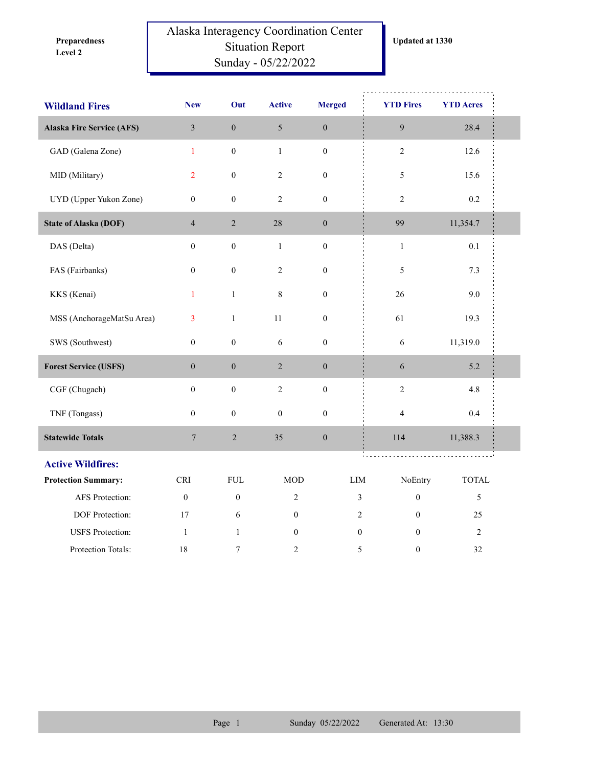**Preparedness Level 2**

# Alaska Interagency Coordination Center Situation Report Sunday - 05/22/2022

**Updated at 1330**

| Wildland Fires | New | Out | Active | Merged | YTD Fires | YTD Acres |
|---|---|---|---|---|---|---|
| **Alaska Fire Service (AFS)** | 3 | 0 | 5 | 0 | 9 | 28.4 |
| GAD (Galena Zone) | 1 | 0 | 1 | 0 | 2 | 12.6 |
| MID (Military) | 2 | 0 | 2 | 0 | 5 | 15.6 |
| UYD (Upper Yukon Zone) | 0 | 0 | 2 | 0 | 2 | 0.2 |
| **State of Alaska (DOF)** | 4 | 2 | 28 | 0 | 99 | 11,354.7 |
| DAS (Delta) | 0 | 0 | 1 | 0 | 1 | 0.1 |
| FAS (Fairbanks) | 0 | 0 | 2 | 0 | 5 | 7.3 |
| KKS (Kenai) | 1 | 1 | 8 | 0 | 26 | 9.0 |
| MSS (AnchorageMatSu Area) | 3 | 1 | 11 | 0 | 61 | 19.3 |
| SWS (Southwest) | 0 | 0 | 6 | 0 | 6 | 11,319.0 |
| **Forest Service (USFS)** | 0 | 0 | 2 | 0 | 6 | 5.2 |
| CGF (Chugach) | 0 | 0 | 2 | 0 | 2 | 4.8 |
| TNF (Tongass) | 0 | 0 | 0 | 0 | 4 | 0.4 |
| **Statewide Totals** | 7 | 2 | 35 | 0 | 114 | 11,388.3 |

## Active Wildfires:

| Protection Summary: | CRI | FUL | MOD | LIM | NoEntry | TOTAL |
|---|---|---|---|---|---|---|
| AFS Protection: | 0 | 0 | 2 | 3 | 0 | 5 |
| DOF Protection: | 17 | 6 | 0 | 2 | 0 | 25 |
| USFS Protection: | 1 | 1 | 0 | 0 | 0 | 2 |
| Protection Totals: | 18 | 7 | 2 | 5 | 0 | 32 |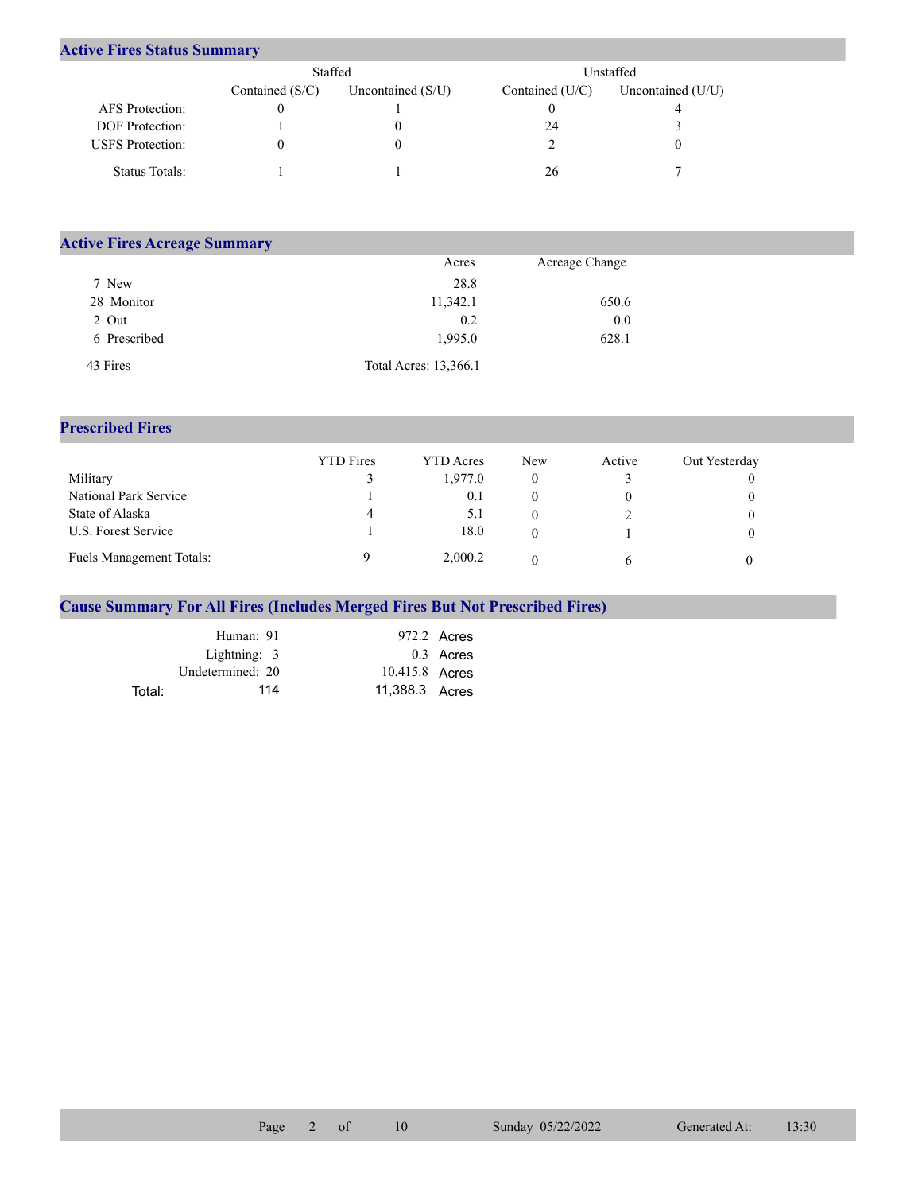## Active Fires Status Summary

| | Staffed | | Unstaffed | |
|---|---|---|---|---|
| | Contained (S/C) | Uncontained (S/U) | Contained (U/C) | Uncontained (U/U) |
| AFS Protection: | 0 | 1 | 0 | 4 |
| DOF Protection: | 1 | 0 | 24 | 3 |
| USFS Protection: | 0 | 0 | 2 | 0 |
| Status Totals: | 1 | 1 | 26 | 7 |

## Active Fires Acreage Summary

| | Acres | Acreage Change |
|---|---|---|
| 7 New | 28.8 | |
| 28 Monitor | 11,342.1 | 650.6 |
| 2 Out | 0.2 | 0.0 |
| 6 Prescribed | 1,995.0 | 628.1 |
| 43 Fires | Total Acres: 13,366.1 | |

## Prescribed Fires

| | YTD Fires | YTD Acres | New | Active | Out Yesterday |
|---|---|---|---|---|---|
| Military | 3 | 1,977.0 | 0 | 3 | 0 |
| National Park Service | 1 | 0.1 | 0 | 0 | 0 |
| State of Alaska | 4 | 5.1 | 0 | 2 | 0 |
| U.S. Forest Service | 1 | 18.0 | 0 | 1 | 0 |
| Fuels Management Totals: | 9 | 2,000.2 | 0 | 6 | 0 |

## Cause Summary For All Fires (Includes Merged Fires But Not Prescribed Fires)

| | | |
|---|---|---|
| Human: 91 | 972.2 | Acres |
| Lightning: 3 | 0.3 | Acres |
| Undetermined: 20 | 10,415.8 | Acres |
| Total: 114 | 11,388.3 | Acres |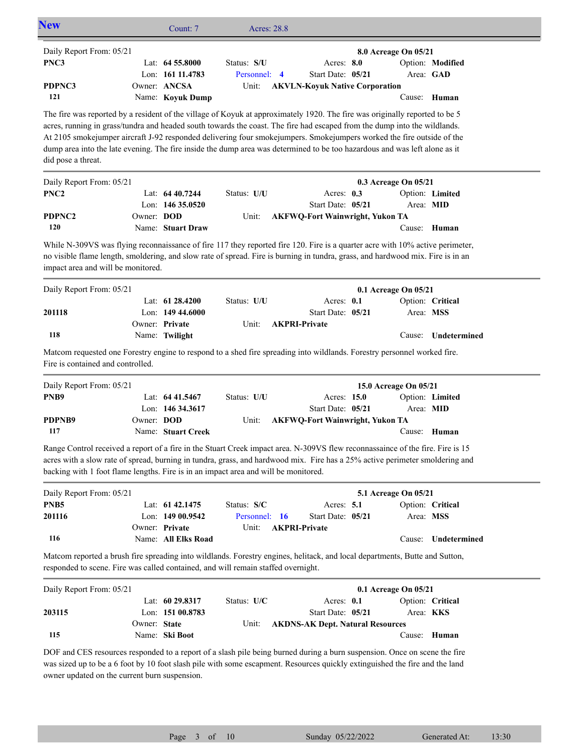## New

Count: 7 Acres: 28.8

---

Daily Report From: 05/21 — **8.0 Acreage On 05/21**

| | | | | |
|---|---|---|---|---|
| **PNC3** | Lat: **64 55.8000** | Status: **S/U** | Acres: **8.0** | Option: **Modified** |
| | Lon: **161 11.4783** | Personnel: **4** | Start Date: **05/21** | Area: **GAD** |
| **PDPNC3** | Owner: **ANCSA** | Unit: **AKVLN-Koyuk Native Corporation** | | |
| **121** | Name: **Koyuk Dump** | | | Cause: **Human** |

The fire was reported by a resident of the village of Koyuk at approximately 1920. The fire was originally reported to be 5 acres, running in grass/tundra and headed south towards the coast. The fire had escaped from the dump into the wildlands. At 2105 smokejumper aircraft J-92 responded delivering four smokejumpers. Smokejumpers worked the fire outside of the dump area into the late evening. The fire inside the dump area was determined to be too hazardous and was left alone as it did pose a threat.

---

Daily Report From: 05/21 — **0.3 Acreage On 05/21**

| | | | | |
|---|---|---|---|---|
| **PNC2** | Lat: **64 40.7244** | Status: **U/U** | Acres: **0.3** | Option: **Limited** |
| | Lon: **146 35.0520** | | Start Date: **05/21** | Area: **MID** |
| **PDPNC2** | Owner: **DOD** | Unit: **AKFWQ-Fort Wainwright, Yukon TA** | | |
| **120** | Name: **Stuart Draw** | | | Cause: **Human** |

While N-309VS was flying reconnaissance of fire 117 they reported fire 120. Fire is a quarter acre with 10% active perimeter, no visible flame length, smoldering, and slow rate of spread. Fire is burning in tundra, grass, and hardwood mix. Fire is in an impact area and will be monitored.

---

Daily Report From: 05/21 — **0.1 Acreage On 05/21**

| | | | | |
|---|---|---|---|---|
| | Lat: **61 28.4200** | Status: **U/U** | Acres: **0.1** | Option: **Critical** |
| **201118** | Lon: **149 44.6000** | | Start Date: **05/21** | Area: **MSS** |
| | Owner: **Private** | Unit: **AKPRI-Private** | | |
| **118** | Name: **Twilight** | | | Cause: **Undetermined** |

Matcom requested one Forestry engine to respond to a shed fire spreading into wildlands. Forestry personnel worked fire. Fire is contained and controlled.

---

Daily Report From: 05/21 — **15.0 Acreage On 05/21**

| | | | | |
|---|---|---|---|---|
| **PNB9** | Lat: **64 41.5467** | Status: **U/U** | Acres: **15.0** | Option: **Limited** |
| | Lon: **146 34.3617** | | Start Date: **05/21** | Area: **MID** |
| **PDPNB9** | Owner: **DOD** | Unit: **AKFWQ-Fort Wainwright, Yukon TA** | | |
| **117** | Name: **Stuart Creek** | | | Cause: **Human** |

Range Control received a report of a fire in the Stuart Creek impact area. N-309VS flew reconnassaince of the fire. Fire is 15 acres with a slow rate of spread, burning in tundra, grass, and hardwood mix. Fire has a 25% active perimeter smoldering and backing with 1 foot flame lengths. Fire is in an impact area and will be monitored.

---

Daily Report From: 05/21 — **5.1 Acreage On 05/21**

| | | | | |
|---|---|---|---|---|
| **PNB5** | Lat: **61 42.1475** | Status: **S/C** | Acres: **5.1** | Option: **Critical** |
| **201116** | Lon: **149 00.9542** | Personnel: **16** | Start Date: **05/21** | Area: **MSS** |
| | Owner: **Private** | Unit: **AKPRI-Private** | | |
| **116** | Name: **All Elks Road** | | | Cause: **Undetermined** |

Matcom reported a brush fire spreading into wildlands. Forestry engines, helitack, and local departments, Butte and Sutton, responded to scene. Fire was called contained, and will remain staffed overnight.

---

Daily Report From: 05/21 — **0.1 Acreage On 05/21**

| | | | | |
|---|---|---|---|---|
| | Lat: **60 29.8317** | Status: **U/C** | Acres: **0.1** | Option: **Critical** |
| **203115** | Lon: **151 00.8783** | | Start Date: **05/21** | Area: **KKS** |
| | Owner: **State** | Unit: **AKDNS-AK Dept. Natural Resources** | | |
| **115** | Name: **Ski Boot** | | | Cause: **Human** |

DOF and CES resources responded to a report of a slash pile being burned during a burn suspension. Once on scene the fire was sized up to be a 6 foot by 10 foot slash pile with some escapment. Resources quickly extinguished the fire and the land owner updated on the current burn suspension.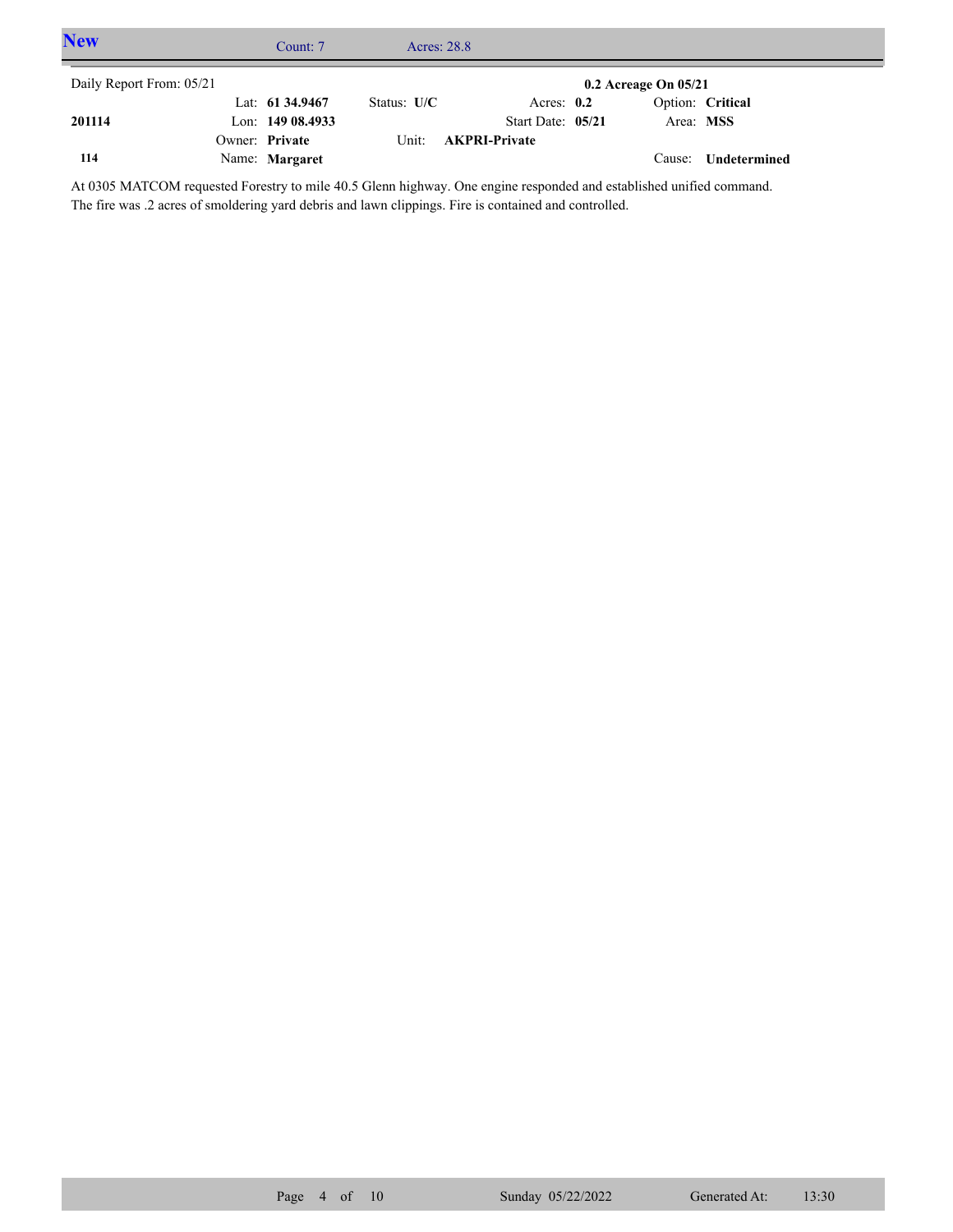## New

Count: 7 Acres: 28.8

Daily Report From: 05/21

**0.2 Acreage On 05/21**

| | | | | |
|---|---|---|---|---|
| | Lat: **61 34.9467** | Status: **U/C** | Acres: **0.2** | Option: **Critical** |
| **201114** | Lon: **149 08.4933** | | Start Date: **05/21** | Area: **MSS** |
| | Owner: **Private** | Unit: **AKPRI-Private** | | |
| **114** | Name: **Margaret** | | | Cause: **Undetermined** |

At 0305 MATCOM requested Forestry to mile 40.5 Glenn highway. One engine responded and established unified command. The fire was .2 acres of smoldering yard debris and lawn clippings. Fire is contained and controlled.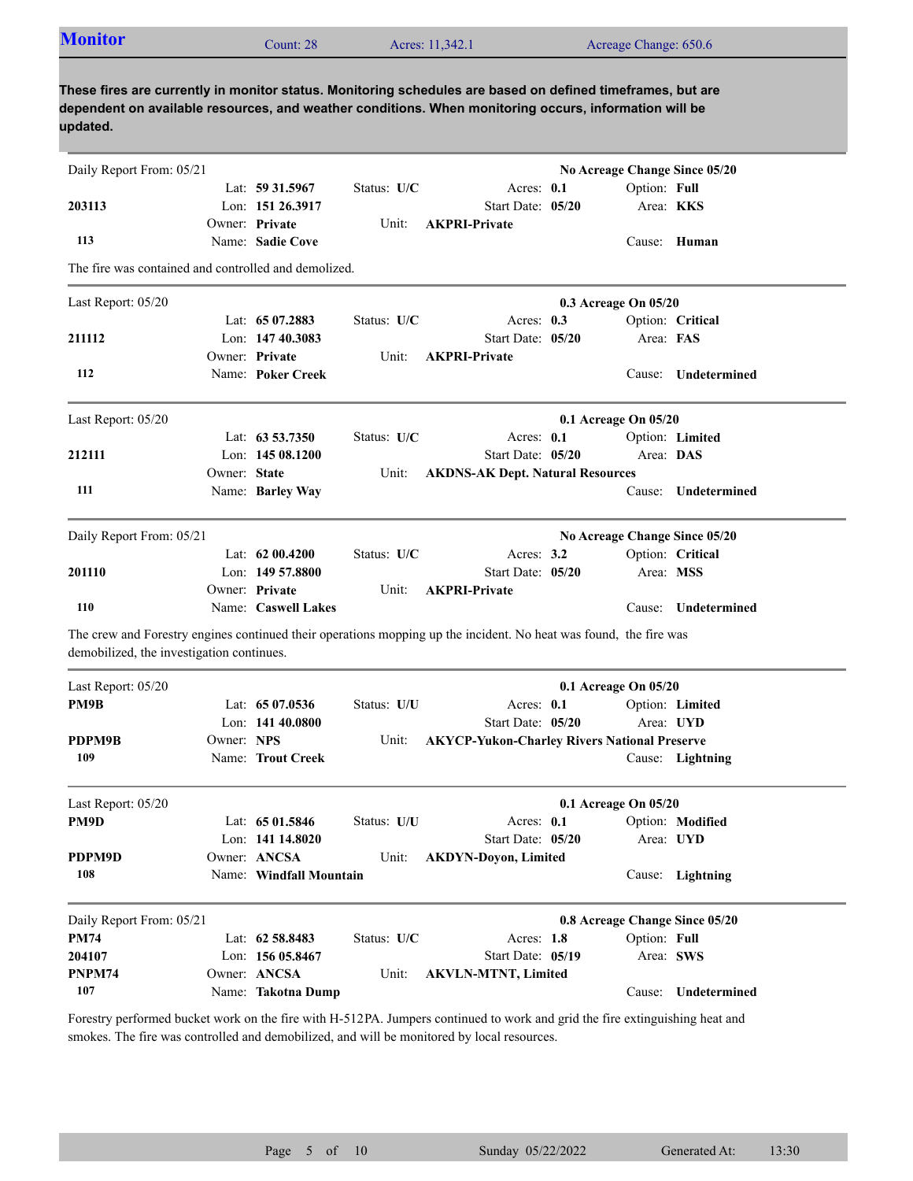## Monitor

Count: 28 | Acres: 11,342.1 | Acreage Change: 650.6

**These fires are currently in monitor status. Monitoring schedules are based on defined timeframes, but are dependent on available resources, and weather conditions. When monitoring occurs, information will be updated.**

---

Daily Report From: 05/21 — **No Acreage Change Since 05/20**

| | | | | |
|---|---|---|---|---|
| | Lat: **59 31.5967** | Status: **U/C** | Acres: **0.1** | Option: **Full** |
| **203113** | Lon: **151 26.3917** | | Start Date: **05/20** | Area: **KKS** |
| | Owner: **Private** | Unit: **AKPRI-Private** | | |
| **113** | Name: **Sadie Cove** | | | Cause: **Human** |

The fire was contained and controlled and demolized.

---

Last Report: 05/20 — **0.3 Acreage On 05/20**

| | | | | |
|---|---|---|---|---|
| | Lat: **65 07.2883** | Status: **U/C** | Acres: **0.3** | Option: **Critical** |
| **211112** | Lon: **147 40.3083** | | Start Date: **05/20** | Area: **FAS** |
| | Owner: **Private** | Unit: **AKPRI-Private** | | |
| **112** | Name: **Poker Creek** | | | Cause: **Undetermined** |

---

Last Report: 05/20 — **0.1 Acreage On 05/20**

| | | | | |
|---|---|---|---|---|
| | Lat: **63 53.7350** | Status: **U/C** | Acres: **0.1** | Option: **Limited** |
| **212111** | Lon: **145 08.1200** | | Start Date: **05/20** | Area: **DAS** |
| | Owner: **State** | Unit: **AKDNS-AK Dept. Natural Resources** | | |
| **111** | Name: **Barley Way** | | | Cause: **Undetermined** |

---

Daily Report From: 05/21 — **No Acreage Change Since 05/20**

| | | | | |
|---|---|---|---|---|
| | Lat: **62 00.4200** | Status: **U/C** | Acres: **3.2** | Option: **Critical** |
| **201110** | Lon: **149 57.8800** | | Start Date: **05/20** | Area: **MSS** |
| | Owner: **Private** | Unit: **AKPRI-Private** | | |
| **110** | Name: **Caswell Lakes** | | | Cause: **Undetermined** |

The crew and Forestry engines continued their operations mopping up the incident. No heat was found, the fire was demobilized, the investigation continues.

---

Last Report: 05/20 — **0.1 Acreage On 05/20**

| | | | | |
|---|---|---|---|---|
| **PM9B** | Lat: **65 07.0536** | Status: **U/U** | Acres: **0.1** | Option: **Limited** |
| | Lon: **141 40.0800** | | Start Date: **05/20** | Area: **UYD** |
| **PDPM9B** | Owner: **NPS** | Unit: **AKYCP-Yukon-Charley Rivers National Preserve** | | |
| **109** | Name: **Trout Creek** | | | Cause: **Lightning** |

---

Last Report: 05/20 — **0.1 Acreage On 05/20**

| | | | | |
|---|---|---|---|---|
| **PM9D** | Lat: **65 01.5846** | Status: **U/U** | Acres: **0.1** | Option: **Modified** |
| | Lon: **141 14.8020** | | Start Date: **05/20** | Area: **UYD** |
| **PDPM9D** | Owner: **ANCSA** | Unit: **AKDYN-Doyon, Limited** | | |
| **108** | Name: **Windfall Mountain** | | | Cause: **Lightning** |

---

Daily Report From: 05/21 — **0.8 Acreage Change Since 05/20**

| | | | | |
|---|---|---|---|---|
| **PM74** | Lat: **62 58.8483** | Status: **U/C** | Acres: **1.8** | Option: **Full** |
| **204107** | Lon: **156 05.8467** | | Start Date: **05/19** | Area: **SWS** |
| **PNPM74** | Owner: **ANCSA** | Unit: **AKVLN-MTNT, Limited** | | |
| **107** | Name: **Takotna Dump** | | | Cause: **Undetermined** |

Forestry performed bucket work on the fire with H-512PA. Jumpers continued to work and grid the fire extinguishing heat and smokes. The fire was controlled and demobilized, and will be monitored by local resources.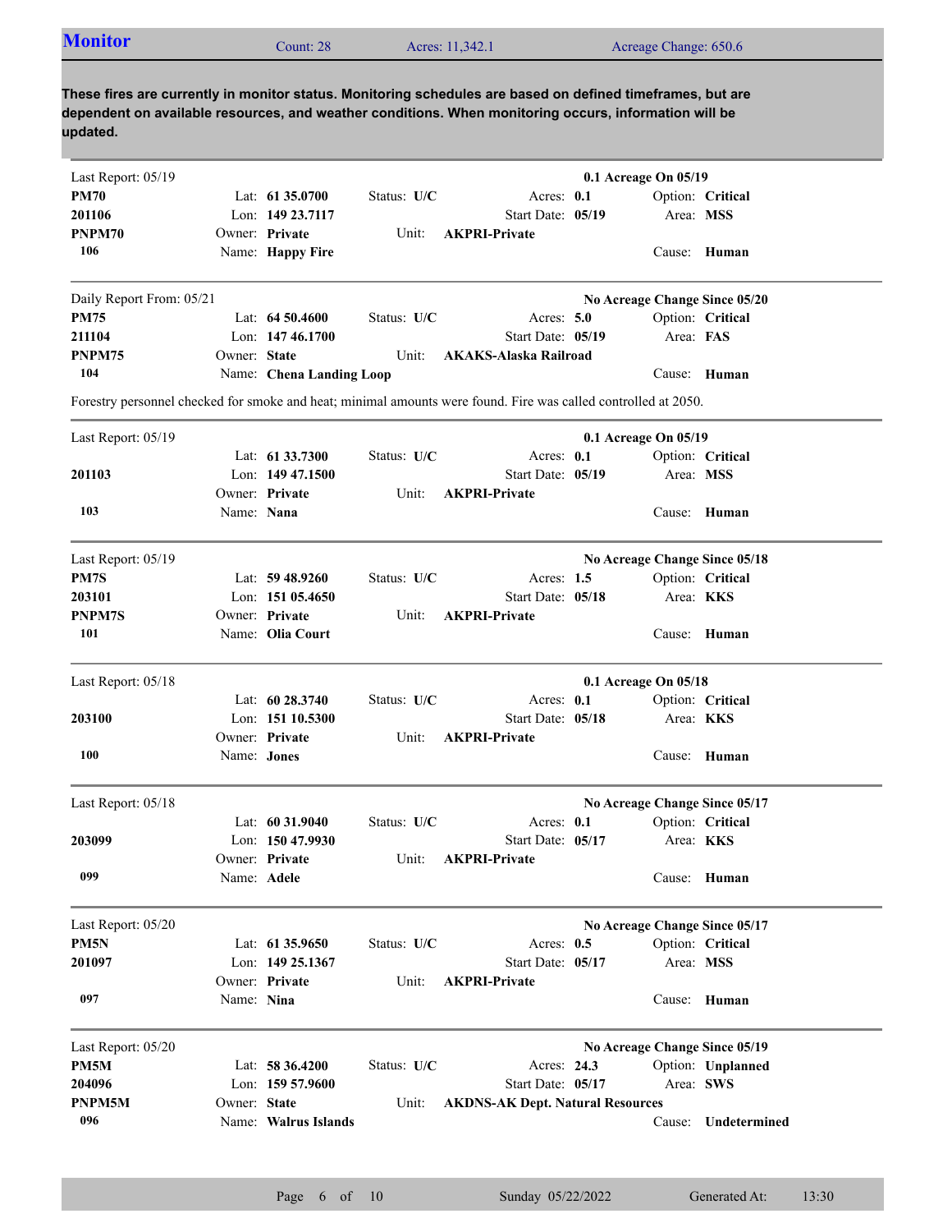## Monitor

Count: 28 | Acres: 11,342.1 | Acreage Change: 650.6

**These fires are currently in monitor status. Monitoring schedules are based on defined timeframes, but are dependent on available resources, and weather conditions. When monitoring occurs, information will be updated.**

---

Last Report: 05/19 — **0.1 Acreage On 05/19**

| | | | | |
|---|---|---|---|---|
| **PM70** | Lat: **61 35.0700** | Status: **U/C** | Acres: **0.1** | Option: **Critical** |
| **201106** | Lon: **149 23.7117** | | Start Date: **05/19** | Area: **MSS** |
| **PNPM70** | Owner: **Private** | Unit: **AKPRI-Private** | | |
| **106** | Name: **Happy Fire** | | | Cause: **Human** |

---

Daily Report From: 05/21 — **No Acreage Change Since 05/20**

| | | | | |
|---|---|---|---|---|
| **PM75** | Lat: **64 50.4600** | Status: **U/C** | Acres: **5.0** | Option: **Critical** |
| **211104** | Lon: **147 46.1700** | | Start Date: **05/19** | Area: **FAS** |
| **PNPM75** | Owner: **State** | Unit: **AKAKS-Alaska Railroad** | | |
| **104** | Name: **Chena Landing Loop** | | | Cause: **Human** |

Forestry personnel checked for smoke and heat; minimal amounts were found. Fire was called controlled at 2050.

---

Last Report: 05/19 — **0.1 Acreage On 05/19**

| | | | | |
|---|---|---|---|---|
| | Lat: **61 33.7300** | Status: **U/C** | Acres: **0.1** | Option: **Critical** |
| **201103** | Lon: **149 47.1500** | | Start Date: **05/19** | Area: **MSS** |
| | Owner: **Private** | Unit: **AKPRI-Private** | | |
| **103** | Name: **Nana** | | | Cause: **Human** |

---

Last Report: 05/19 — **No Acreage Change Since 05/18**

| | | | | |
|---|---|---|---|---|
| **PM7S** | Lat: **59 48.9260** | Status: **U/C** | Acres: **1.5** | Option: **Critical** |
| **203101** | Lon: **151 05.4650** | | Start Date: **05/18** | Area: **KKS** |
| **PNPM7S** | Owner: **Private** | Unit: **AKPRI-Private** | | |
| **101** | Name: **Olia Court** | | | Cause: **Human** |

---

Last Report: 05/18 — **0.1 Acreage On 05/18**

| | | | | |
|---|---|---|---|---|
| | Lat: **60 28.3740** | Status: **U/C** | Acres: **0.1** | Option: **Critical** |
| **203100** | Lon: **151 10.5300** | | Start Date: **05/18** | Area: **KKS** |
| | Owner: **Private** | Unit: **AKPRI-Private** | | |
| **100** | Name: **Jones** | | | Cause: **Human** |

---

Last Report: 05/18 — **No Acreage Change Since 05/17**

| | | | | |
|---|---|---|---|---|
| | Lat: **60 31.9040** | Status: **U/C** | Acres: **0.1** | Option: **Critical** |
| **203099** | Lon: **150 47.9930** | | Start Date: **05/17** | Area: **KKS** |
| | Owner: **Private** | Unit: **AKPRI-Private** | | |
| **099** | Name: **Adele** | | | Cause: **Human** |

---

Last Report: 05/20 — **No Acreage Change Since 05/17**

| | | | | |
|---|---|---|---|---|
| **PM5N** | Lat: **61 35.9650** | Status: **U/C** | Acres: **0.5** | Option: **Critical** |
| **201097** | Lon: **149 25.1367** | | Start Date: **05/17** | Area: **MSS** |
| | Owner: **Private** | Unit: **AKPRI-Private** | | |
| **097** | Name: **Nina** | | | Cause: **Human** |

---

Last Report: 05/20 — **No Acreage Change Since 05/19**

| | | | | |
|---|---|---|---|---|
| **PM5M** | Lat: **58 36.4200** | Status: **U/C** | Acres: **24.3** | Option: **Unplanned** |
| **204096** | Lon: **159 57.9600** | | Start Date: **05/17** | Area: **SWS** |
| **PNPM5M** | Owner: **State** | Unit: **AKDNS-AK Dept. Natural Resources** | | |
| **096** | Name: **Walrus Islands** | | | Cause: **Undetermined** |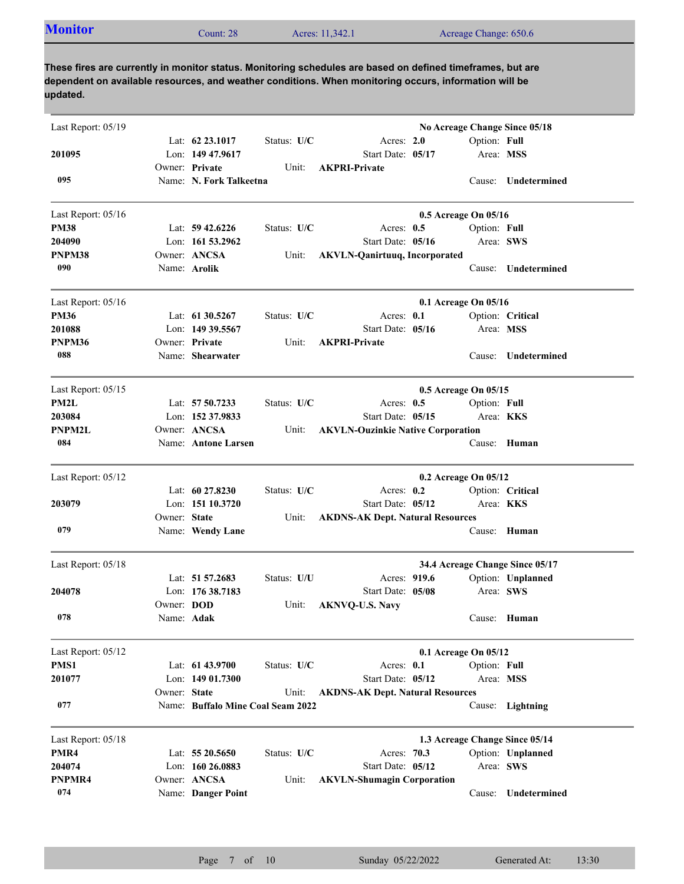## Monitor

Count: 28 | Acres: 11,342.1 | Acreage Change: 650.6

**These fires are currently in monitor status. Monitoring schedules are based on defined timeframes, but are dependent on available resources, and weather conditions. When monitoring occurs, information will be updated.**

---

Last Report: 05/19 — **No Acreage Change Since 05/18**

**201095**
**095**

- Lat: **62 23.1017** | Status: **U/C** | Acres: **2.0** | Option: **Full**
- Lon: **149 47.9617** | Start Date: **05/17** | Area: **MSS**
- Owner: **Private** | Unit: **AKPRI-Private**
- Name: **N. Fork Talkeetna** | Cause: **Undetermined**

---

Last Report: 05/16 — **0.5 Acreage On 05/16**

**PM38**
**204090**
**PNPM38**
**090**

- Lat: **59 42.6226** | Status: **U/C** | Acres: **0.5** | Option: **Full**
- Lon: **161 53.2962** | Start Date: **05/16** | Area: **SWS**
- Owner: **ANCSA** | Unit: **AKVLN-Qanirtuuq, Incorporated**
- Name: **Arolik** | Cause: **Undetermined**

---

Last Report: 05/16 — **0.1 Acreage On 05/16**

**PM36**
**201088**
**PNPM36**
**088**

- Lat: **61 30.5267** | Status: **U/C** | Acres: **0.1** | Option: **Critical**
- Lon: **149 39.5567** | Start Date: **05/16** | Area: **MSS**
- Owner: **Private** | Unit: **AKPRI-Private**
- Name: **Shearwater** | Cause: **Undetermined**

---

Last Report: 05/15 — **0.5 Acreage On 05/15**

**PM2L**
**203084**
**PNPM2L**
**084**

- Lat: **57 50.7233** | Status: **U/C** | Acres: **0.5** | Option: **Full**
- Lon: **152 37.9833** | Start Date: **05/15** | Area: **KKS**
- Owner: **ANCSA** | Unit: **AKVLN-Ouzinkie Native Corporation**
- Name: **Antone Larsen** | Cause: **Human**

---

Last Report: 05/12 — **0.2 Acreage On 05/12**

**203079**
**079**

- Lat: **60 27.8230** | Status: **U/C** | Acres: **0.2** | Option: **Critical**
- Lon: **151 10.3720** | Start Date: **05/12** | Area: **KKS**
- Owner: **State** | Unit: **AKDNS-AK Dept. Natural Resources**
- Name: **Wendy Lane** | Cause: **Human**

---

Last Report: 05/18 — **34.4 Acreage Change Since 05/17**

**204078**
**078**

- Lat: **51 57.2683** | Status: **U/U** | Acres: **919.6** | Option: **Unplanned**
- Lon: **176 38.7183** | Start Date: **05/08** | Area: **SWS**
- Owner: **DOD** | Unit: **AKNVQ-U.S. Navy**
- Name: **Adak** | Cause: **Human**

---

Last Report: 05/12 — **0.1 Acreage On 05/12**

**PMS1**
**201077**
**077**

- Lat: **61 43.9700** | Status: **U/C** | Acres: **0.1** | Option: **Full**
- Lon: **149 01.7300** | Start Date: **05/12** | Area: **MSS**
- Owner: **State** | Unit: **AKDNS-AK Dept. Natural Resources**
- Name: **Buffalo Mine Coal Seam 2022** | Cause: **Lightning**

---

Last Report: 05/18 — **1.3 Acreage Change Since 05/14**

**PMR4**
**204074**
**PNPMR4**
**074**

- Lat: **55 20.5650** | Status: **U/C** | Acres: **70.3** | Option: **Unplanned**
- Lon: **160 26.0883** | Start Date: **05/12** | Area: **SWS**
- Owner: **ANCSA** | Unit: **AKVLN-Shumagin Corporation**
- Name: **Danger Point** | Cause: **Undetermined**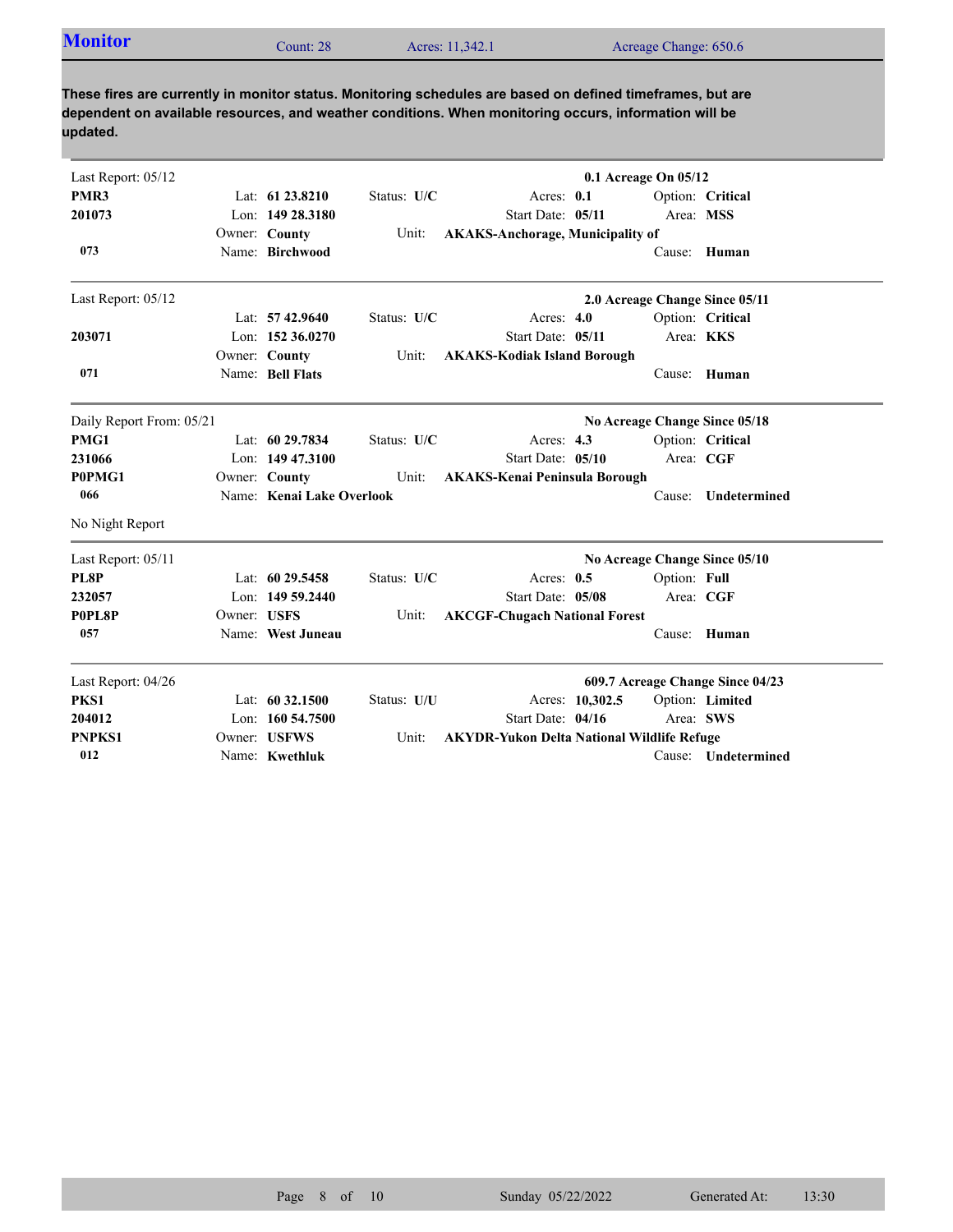## Monitor

Count: 28 | Acres: 11,342.1 | Acreage Change: 650.6

**These fires are currently in monitor status. Monitoring schedules are based on defined timeframes, but are dependent on available resources, and weather conditions. When monitoring occurs, information will be updated.**

---

Last Report: 05/12 — **0.1 Acreage On 05/12**

**PMR3**
**201073**
**073**

Lat: **61 23.8210** | Lon: **149 28.3180** | Owner: **County** | Name: **Birchwood**

Status: **U/C** | Acres: **0.1** | Start Date: **05/11** | Unit: **AKAKS-Anchorage, Municipality of**

Option: **Critical** | Area: **MSS** | Cause: **Human**

---

Last Report: 05/12 — **2.0 Acreage Change Since 05/11**

**203071**
**071**

Lat: **57 42.9640** | Lon: **152 36.0270** | Owner: **County** | Name: **Bell Flats**

Status: **U/C** | Acres: **4.0** | Start Date: **05/11** | Unit: **AKAKS-Kodiak Island Borough**

Option: **Critical** | Area: **KKS** | Cause: **Human**

---

Daily Report From: 05/21 — **No Acreage Change Since 05/18**

**PMG1**
**231066**
**P0PMG1**
**066**

Lat: **60 29.7834** | Lon: **149 47.3100** | Owner: **County** | Name: **Kenai Lake Overlook**

Status: **U/C** | Acres: **4.3** | Start Date: **05/10** | Unit: **AKAKS-Kenai Peninsula Borough**

Option: **Critical** | Area: **CGF** | Cause: **Undetermined**

No Night Report

---

Last Report: 05/11 — **No Acreage Change Since 05/10**

**PL8P**
**232057**
**P0PL8P**
**057**

Lat: **60 29.5458** | Lon: **149 59.2440** | Owner: **USFS** | Name: **West Juneau**

Status: **U/C** | Acres: **0.5** | Start Date: **05/08** | Unit: **AKCGF-Chugach National Forest**

Option: **Full** | Area: **CGF** | Cause: **Human**

---

Last Report: 04/26 — **609.7 Acreage Change Since 04/23**

**PKS1**
**204012**
**PNPKS1**
**012**

Lat: **60 32.1500** | Lon: **160 54.7500** | Owner: **USFWS** | Name: **Kwethluk**

Status: **U/U** | Acres: **10,302.5** | Start Date: **04/16** | Unit: **AKYDR-Yukon Delta National Wildlife Refuge**

Option: **Limited** | Area: **SWS** | Cause: **Undetermined**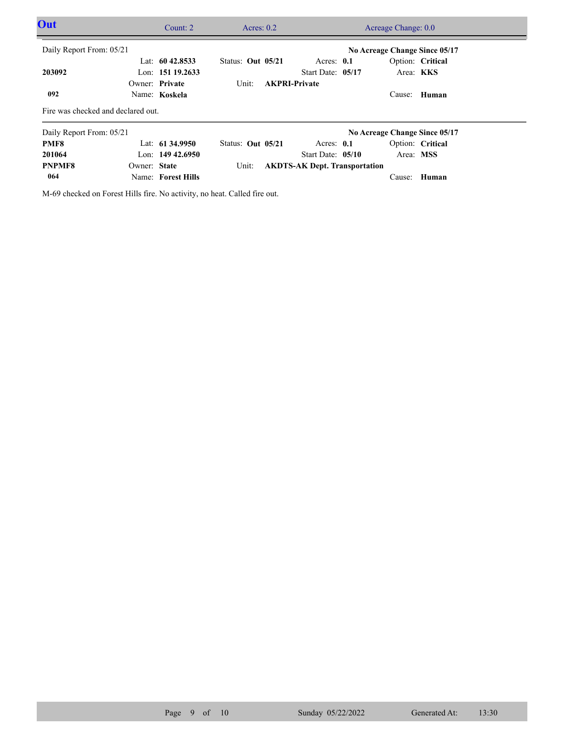## Out

Count: 2 | Acres: 0.2 | Acreage Change: 0.0

---

Daily Report From: 05/21 | **No Acreage Change Since 05/17**

| | | | | |
|---|---|---|---|---|
| | Lat: **60 42.8533** | Status: **Out 05/21** | Acres: **0.1** | Option: **Critical** |
| **203092** | Lon: **151 19.2633** | | Start Date: **05/17** | Area: **KKS** |
| | Owner: **Private** | Unit: **AKPRI-Private** | | |
| **092** | Name: **Koskela** | | | Cause: **Human** |

Fire was checked and declared out.

---

Daily Report From: 05/21 | **No Acreage Change Since 05/17**

| | | | | |
|---|---|---|---|---|
| **PMF8** | Lat: **61 34.9950** | Status: **Out 05/21** | Acres: **0.1** | Option: **Critical** |
| **201064** | Lon: **149 42.6950** | | Start Date: **05/10** | Area: **MSS** |
| **PNPMF8** | Owner: **State** | Unit: **AKDTS-AK Dept. Transportation** | | |
| **064** | Name: **Forest Hills** | | | Cause: **Human** |

M-69 checked on Forest Hills fire. No activity, no heat. Called fire out.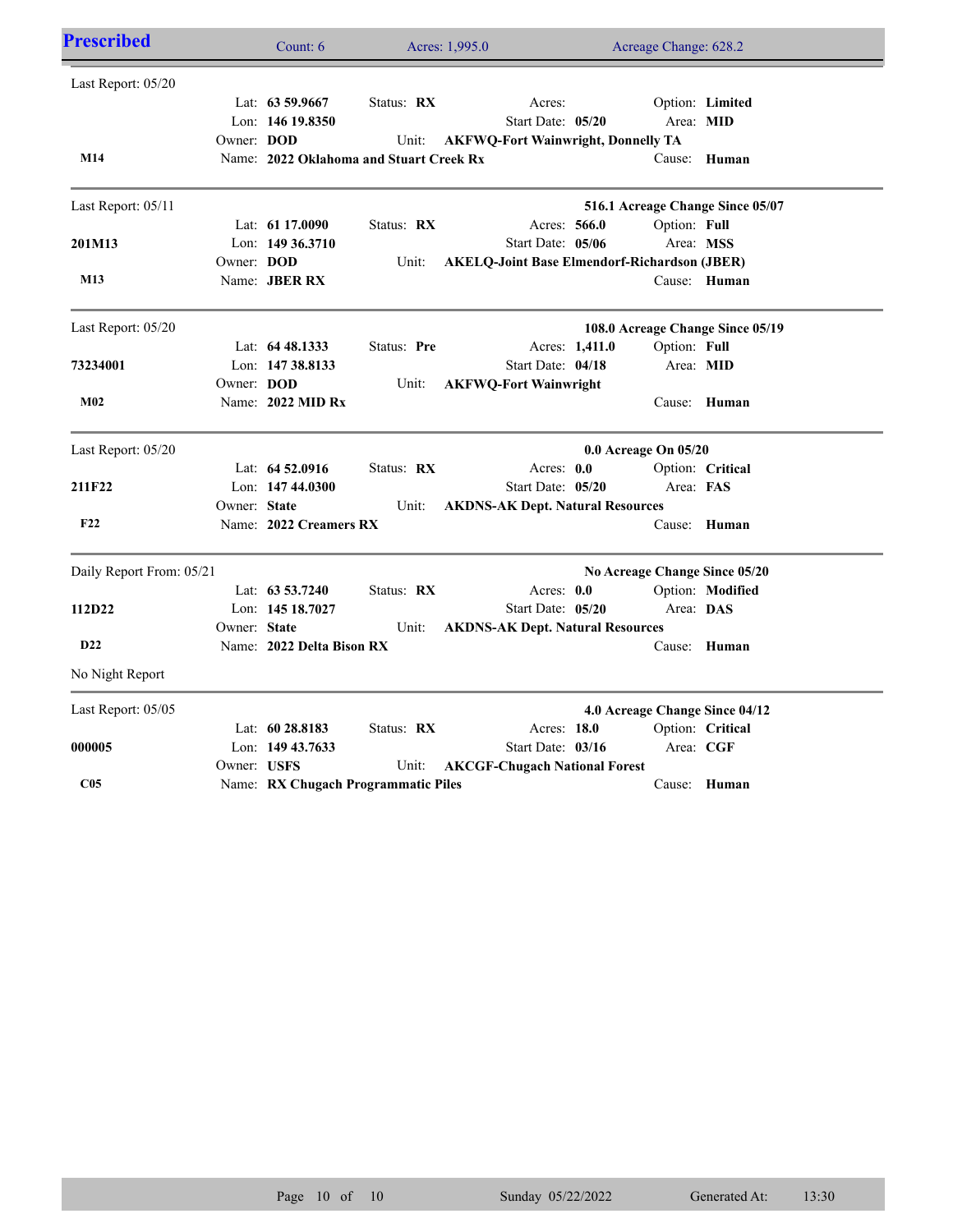## Prescribed

Count: 6 Acres: 1,995.0 Acreage Change: 628.2

---

Last Report: 05/20

**M14**

Lat: **63 59.9667** Status: **RX** Acres: Option: **Limited**
Lon: **146 19.8350** Start Date: **05/20** Area: **MID**
Owner: **DOD** Unit: **AKFWQ-Fort Wainwright, Donnelly TA**
Name: **2022 Oklahoma and Stuart Creek Rx** Cause: **Human**

---

Last Report: 05/11 **516.1 Acreage Change Since 05/07**

**201M13**

**M13**

Lat: **61 17.0090** Status: **RX** Acres: **566.0** Option: **Full**
Lon: **149 36.3710** Start Date: **05/06** Area: **MSS**
Owner: **DOD** Unit: **AKELQ-Joint Base Elmendorf-Richardson (JBER)**
Name: **JBER RX** Cause: **Human**

---

Last Report: 05/20 **108.0 Acreage Change Since 05/19**

**73234001**

**M02**

Lat: **64 48.1333** Status: **Pre** Acres: **1,411.0** Option: **Full**
Lon: **147 38.8133** Start Date: **04/18** Area: **MID**
Owner: **DOD** Unit: **AKFWQ-Fort Wainwright**
Name: **2022 MID Rx** Cause: **Human**

---

Last Report: 05/20 **0.0 Acreage On 05/20**

**211F22**

**F22**

Lat: **64 52.0916** Status: **RX** Acres: **0.0** Option: **Critical**
Lon: **147 44.0300** Start Date: **05/20** Area: **FAS**
Owner: **State** Unit: **AKDNS-AK Dept. Natural Resources**
Name: **2022 Creamers RX** Cause: **Human**

---

Daily Report From: 05/21 **No Acreage Change Since 05/20**

**112D22**

**D22**

Lat: **63 53.7240** Status: **RX** Acres: **0.0** Option: **Modified**
Lon: **145 18.7027** Start Date: **05/20** Area: **DAS**
Owner: **State** Unit: **AKDNS-AK Dept. Natural Resources**
Name: **2022 Delta Bison RX** Cause: **Human**

No Night Report

---

Last Report: 05/05 **4.0 Acreage Change Since 04/12**

**000005**

**C05**

Lat: **60 28.8183** Status: **RX** Acres: **18.0** Option: **Critical**
Lon: **149 43.7633** Start Date: **03/16** Area: **CGF**
Owner: **USFS** Unit: **AKCGF-Chugach National Forest**
Name: **RX Chugach Programmatic Piles** Cause: **Human**